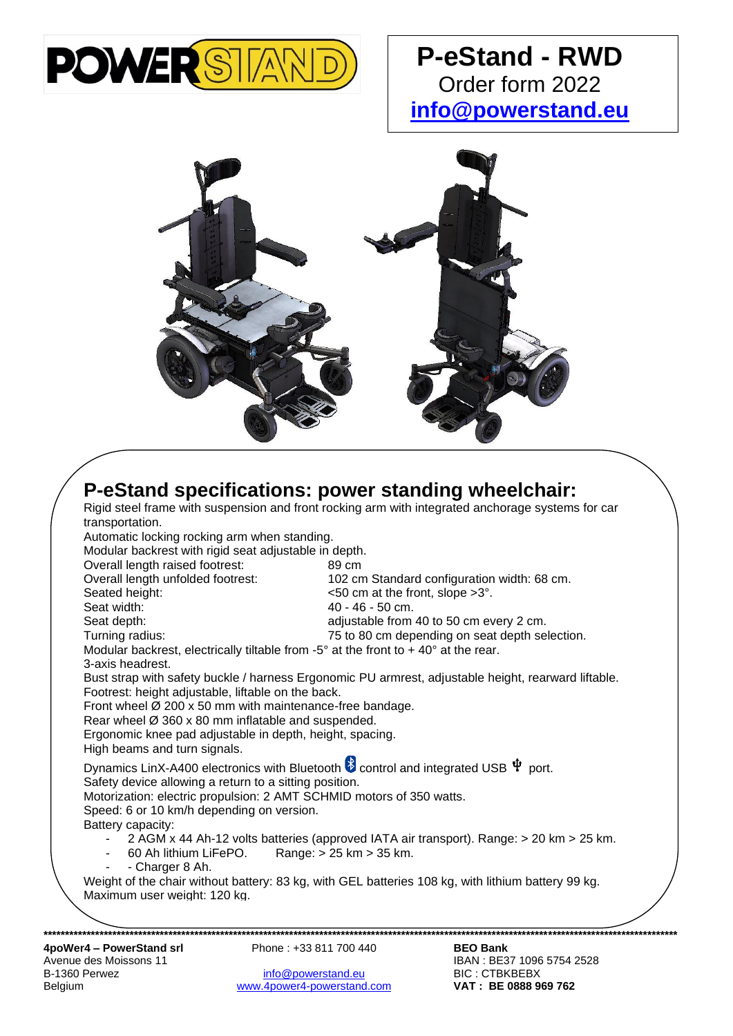POWERSTAND

# P-eStand - RWD

Order form 2022

**info@powerstand.eu**

## P-eStand specifications: power standing wheelchair:

Rigid steel frame with suspension and front rocking arm with integrated anchorage systems for car transportation.

Automatic locking rocking arm when standing.

Modular backrest with rigid seat adjustable in depth.

| | |
|---|---|
| Overall length raised footrest: | 89 cm |
| Overall length unfolded footrest: | 102 cm Standard configuration width: 68 cm. |
| Seated height: | <50 cm at the front, slope >3°. |
| Seat width: | 40 - 46 - 50 cm. |
| Seat depth: | adjustable from 40 to 50 cm every 2 cm. |
| Turning radius: | 75 to 80 cm depending on seat depth selection. |

Modular backrest, electrically tiltable from -5° at the front to + 40° at the rear.

3-axis headrest.

Bust strap with safety buckle / harness Ergonomic PU armrest, adjustable height, rearward liftable.

Footrest: height adjustable, liftable on the back.

Front wheel Ø 200 x 50 mm with maintenance-free bandage.

Rear wheel Ø 360 x 80 mm inflatable and suspended.

Ergonomic knee pad adjustable in depth, height, spacing.

High beams and turn signals.

Dynamics LinX-A400 electronics with Bluetooth control and integrated USB port.

Safety device allowing a return to a sitting position.

Motorization: electric propulsion: 2 AMT SCHMID motors of 350 watts.

Speed: 6 or 10 km/h depending on version.

Battery capacity:

- 2 AGM x 44 Ah-12 volts batteries (approved IATA air transport). Range: > 20 km > 25 km.
- 60 Ah lithium LiFePO. Range: > 25 km > 35 km.
- - Charger 8 Ah.

Weight of the chair without battery: 83 kg, with GEL batteries 108 kg, with lithium battery 99 kg.

Maximum user weight: 120 kg.

******************************************************************************************************

**4poWer4 – PowerStand srl**
Avenue des Moissons 11
B-1360 Perwez
Belgium

Phone : +33 811 700 440

info@powerstand.eu
www.4power4-powerstand.com

**BEO Bank**
IBAN : BE37 1096 5754 2528
BIC : CTBKBEBX
**VAT : BE 0888 969 762**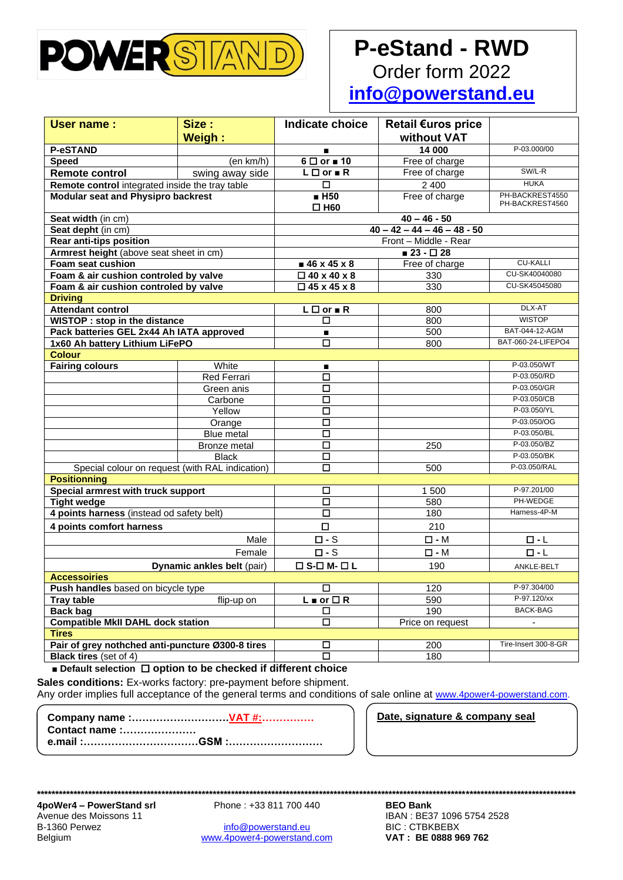# P-eStand - RWD

Order form 2022

**info@powerstand.eu**

| **User name :** | **Size : Weigh :** | **Indicate choice** | **Retail €uros price without VAT** | |
|---|---|---|---|---|
| **P-eSTAND** | | ■ | **14 000** | P-03.000/00 |
| **Speed** | (en km/h) | **6 ☐ or ■ 10** | Free of charge | |
| **Remote control** | swing away side | **L ☐ or ■ R** | Free of charge | SW/L-R |
| **Remote control** integrated inside the tray table | | ☐ | 2 400 | HUKA |
| **Modular seat and Physipro backrest** | | **■ H50** **☐ H60** | Free of charge | PH-BACKREST4550 PH-BACKREST4560 |
| **Seat width** (in cm) | | **40 – 46 - 50** | | |
| **Seat depht** (in cm) | | **40 – 42 – 44 – 46 – 48 - 50** | | |
| **Rear anti-tips position** | | Front – Middle - Rear | | |
| **Armrest height** (above seat sheet in cm) | | **■ 23 - ☐ 28** | | |
| **Foam seat cushion** | | **■ 46 x 45 x 8** | Free of charge | CU-KALLI |
| **Foam & air cushion controled by valve** | | **☐ 40 x 40 x 8** | 330 | CU-SK40040080 |
| **Foam & air cushion controled by valve** | | **☐ 45 x 45 x 8** | 330 | CU-SK45045080 |
| **Driving** | | | | |
| **Attendant control** | | **L ☐ or ■ R** | 800 | DLX-AT |
| **WISTOP : stop in the distance** | | ☐ | 800 | WISTOP |
| **Pack batteries GEL 2x44 Ah IATA approved** | | ■ | 500 | BAT-044-12-AGM |
| **1x60 Ah battery Lithium LiFePO** | | ☐ | 800 | BAT-060-24-LIFEPO4 |
| **Colour** | | | | |
| **Fairing colours** | White | ■ | | P-03.050/WT |
| | Red Ferrari | ☐ | | P-03.050/RD |
| | Green anis | ☐ | | P-03.050/GR |
| | Carbone | ☐ | | P-03.050/CB |
| | Yellow | ☐ | | P-03.050/YL |
| | Orange | ☐ | | P-03.050/OG |
| | Blue metal | ☐ | | P-03.050/BL |
| | Bronze metal | ☐ | 250 | P-03.050/BZ |
| | Black | ☐ | | P-03.050/BK |
| Special colour on request (with RAL indication) | | ☐ | 500 | P-03.050/RAL |
| **Positionning** | | | | |
| **Special armrest with truck support** | | ☐ | 1 500 | P-97.201/00 |
| **Tight wedge** | | ☐ | 580 | PH-WEDGE |
| **4 points harness** (instead od safety belt) | | ☐ | 180 | Harness-4P-M |
| **4 points comfort harness** | | ☐ | 210 | |
| | Male | **☐ - S** | ☐ - M | ☐ - L |
| | Female | **☐ - S** | ☐ - M | ☐ - L |
| | **Dynamic ankles belt** (pair) | **☐ S-☐ M- ☐ L** | 190 | ANKLE-BELT |
| **Accessoires** | | | | |
| **Push handles** based on bicycle type | | ☐ | 120 | P-97.304/00 |
| **Tray table** | flip-up on | **L ■ or ☐ R** | 590 | P-97.120/xx |
| **Back bag** | | ☐ | 190 | BACK-BAG |
| **Compatible MkII DAHL dock station** | | ☐ | Price on request | - |
| **Tires** | | | | |
| **Pair of grey nothched anti-puncture Ø300-8 tires** | | ☐ | 200 | Tire-Insert 300-8-GR |
| **Black tires** (set of 4) | | ☐ | 180 | |

**■ Default selection ☐ option to be checked if different choice**

**Sales conditions:** Ex-works factory: pre-payment before shipment.
Any order implies full acceptance of the general terms and conditions of sale online at www.4power4-powerstand.com.

**Company name :……………………….VAT #:……………**
**Contact name :…………………**
**e.mail :……………………………GSM :………………………**

**Date, signature & company seal**

**4poWer4 – PowerStand srl**
Avenue des Moissons 11
B-1360 Perwez
Belgium

Phone : +33 811 700 440
info@powerstand.eu
www.4power4-powerstand.com

**BEO Bank**
IBAN : BE37 1096 5754 2528
BIC : CTBKBEBX
**VAT : BE 0888 969 762**